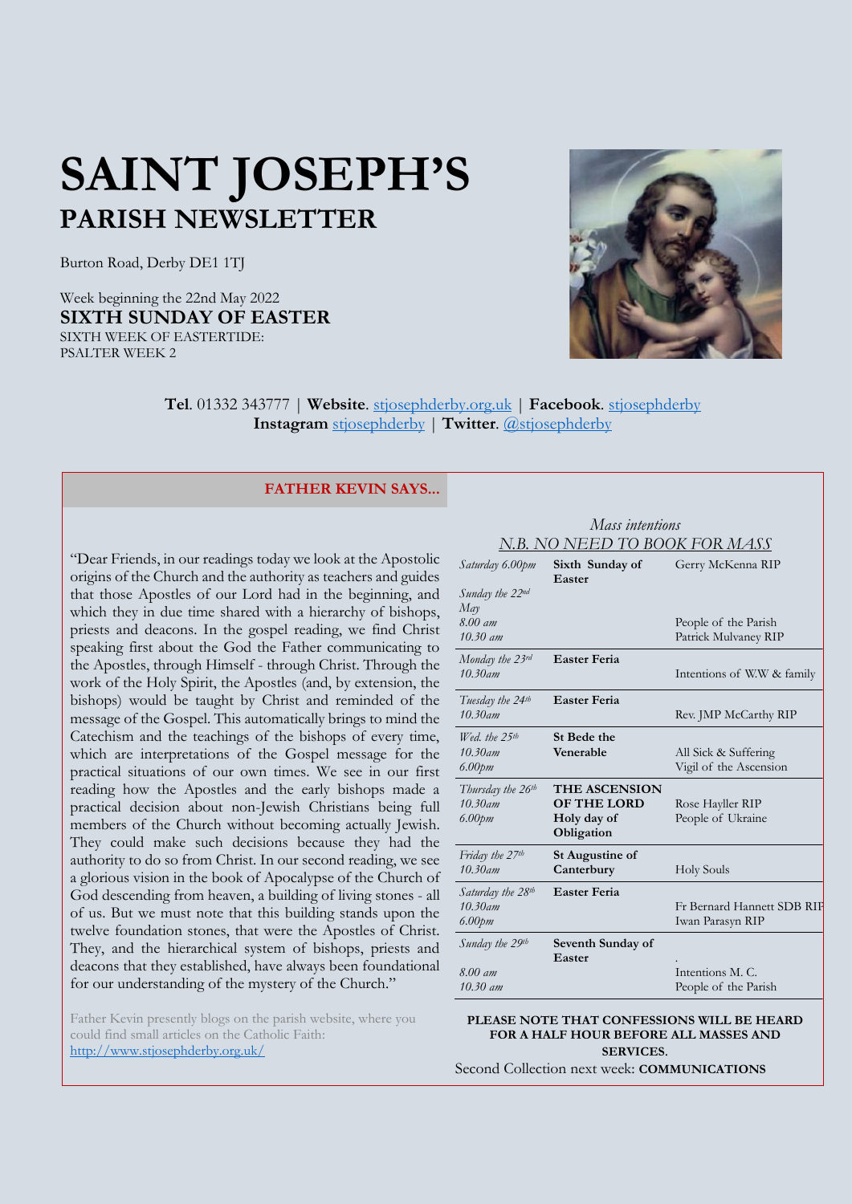# SAINT JOSEPH'S
## PARISH NEWSLETTER

Burton Road, Derby DE1 1TJ

Week beginning the 22nd May 2022
**SIXTH SUNDAY OF EASTER**
SIXTH WEEK OF EASTERTIDE:
PSALTER WEEK 2

**Tel**. 01332 343777 | **Website**. stjosephderby.org.uk | **Facebook**. stjosephderby
**Instagram** stjosephderby | **Twitter**. @stjosephderby

### FATHER KEVIN SAYS...

"Dear Friends, in our readings today we look at the Apostolic origins of the Church and the authority as teachers and guides that those Apostles of our Lord had in the beginning, and which they in due time shared with a hierarchy of bishops, priests and deacons. In the gospel reading, we find Christ speaking first about the God the Father communicating to the Apostles, through Himself - through Christ. Through the work of the Holy Spirit, the Apostles (and, by extension, the bishops) would be taught by Christ and reminded of the message of the Gospel. This automatically brings to mind the Catechism and the teachings of the bishops of every time, which are interpretations of the Gospel message for the practical situations of our own times. We see in our first reading how the Apostles and the early bishops made a practical decision about non-Jewish Christians being full members of the Church without becoming actually Jewish. They could make such decisions because they had the authority to do so from Christ. In our second reading, we see a glorious vision in the book of Apocalypse of the Church of God descending from heaven, a building of living stones - all of us. But we must note that this building stands upon the twelve foundation stones, that were the Apostles of Christ. They, and the hierarchical system of bishops, priests and deacons that they established, have always been foundational for our understanding of the mystery of the Church."

Father Kevin presently blogs on the parish website, where you could find small articles on the Catholic Faith: http://www.stjosephderby.org.uk/

*Mass intentions*

*N.B. NO NEED TO BOOK FOR MASS*

| Day / Time | Celebration | Intention |
|---|---|---|
| *Saturday 6.00pm* | **Sixth Sunday of Easter** | Gerry McKenna RIP |
| *Sunday the 22nd May* *8.00 am* *10.30 am* | | People of the Parish<br>Patrick Mulvaney RIP |
| *Monday the 23rd* *10.30am* | **Easter Feria** | Intentions of W.W & family |
| *Tuesday the 24th* *10.30am* | **Easter Feria** | Rev. JMP McCarthy RIP |
| *Wed. the 25th* *10.30am* *6.00pm* | **St Bede the Venerable** | All Sick & Suffering<br>Vigil of the Ascension |
| *Thursday the 26th* *10.30am* *6.00pm* | **THE ASCENSION OF THE LORD Holy day of Obligation** | Rose Hayller RIP<br>People of Ukraine |
| *Friday the 27th* *10.30am* | **St Augustine of Canterbury** | Holy Souls |
| *Saturday the 28th* *10.30am* *6.00pm* | **Easter Feria** | Fr Bernard Hannett SDB RIP<br>Iwan Parasyn RIP |
| *Sunday the 29th* *8.00 am* *10.30 am* | **Seventh Sunday of Easter** | Intentions M. C.<br>People of the Parish |

**PLEASE NOTE THAT CONFESSIONS WILL BE HEARD FOR A HALF HOUR BEFORE ALL MASSES AND SERVICES.**

Second Collection next week: **COMMUNICATIONS**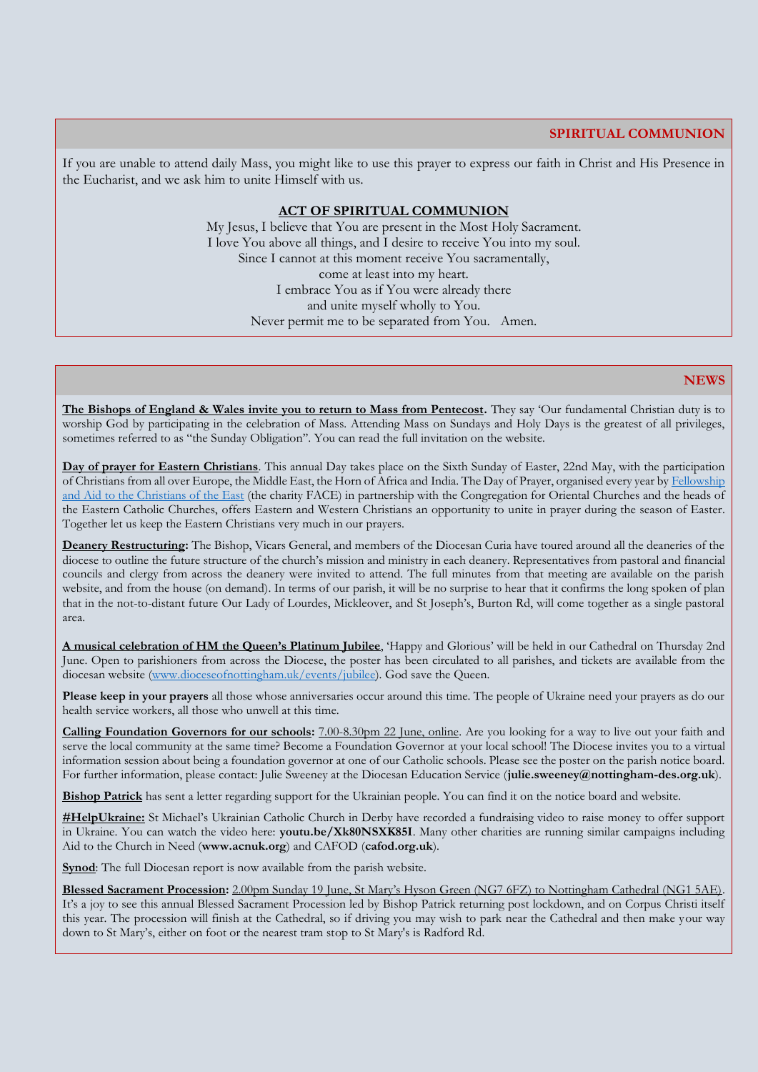## SPIRITUAL COMMUNION

If you are unable to attend daily Mass, you might like to use this prayer to express our faith in Christ and His Presence in the Eucharist, and we ask him to unite Himself with us.

### ACT OF SPIRITUAL COMMUNION

My Jesus, I believe that You are present in the Most Holy Sacrament.
I love You above all things, and I desire to receive You into my soul.
Since I cannot at this moment receive You sacramentally,
come at least into my heart.
I embrace You as if You were already there
and unite myself wholly to You.
Never permit me to be separated from You. Amen.

## NEWS

**The Bishops of England & Wales invite you to return to Mass from Pentecost.** They say 'Our fundamental Christian duty is to worship God by participating in the celebration of Mass. Attending Mass on Sundays and Holy Days is the greatest of all privileges, sometimes referred to as "the Sunday Obligation". You can read the full invitation on the website.

**Day of prayer for Eastern Christians**. This annual Day takes place on the Sixth Sunday of Easter, 22nd May, with the participation of Christians from all over Europe, the Middle East, the Horn of Africa and India. The Day of Prayer, organised every year by Fellowship and Aid to the Christians of the East (the charity FACE) in partnership with the Congregation for Oriental Churches and the heads of the Eastern Catholic Churches, offers Eastern and Western Christians an opportunity to unite in prayer during the season of Easter. Together let us keep the Eastern Christians very much in our prayers.

**Deanery Restructuring:** The Bishop, Vicars General, and members of the Diocesan Curia have toured around all the deaneries of the diocese to outline the future structure of the church's mission and ministry in each deanery. Representatives from pastoral and financial councils and clergy from across the deanery were invited to attend. The full minutes from that meeting are available on the parish website, and from the house (on demand). In terms of our parish, it will be no surprise to hear that it confirms the long spoken of plan that in the not-to-distant future Our Lady of Lourdes, Mickleover, and St Joseph's, Burton Rd, will come together as a single pastoral area.

**A musical celebration of HM the Queen's Platinum Jubilee**, 'Happy and Glorious' will be held in our Cathedral on Thursday 2nd June. Open to parishioners from across the Diocese, the poster has been circulated to all parishes, and tickets are available from the diocesan website (www.dioceseofnottingham.uk/events/jubilee). God save the Queen.

**Please keep in your prayers** all those whose anniversaries occur around this time. The people of Ukraine need your prayers as do our health service workers, all those who unwell at this time.

**Calling Foundation Governors for our schools:** 7.00-8.30pm 22 June, online. Are you looking for a way to live out your faith and serve the local community at the same time? Become a Foundation Governor at your local school! The Diocese invites you to a virtual information session about being a foundation governor at one of our Catholic schools. Please see the poster on the parish notice board. For further information, please contact: Julie Sweeney at the Diocesan Education Service (**julie.sweeney@nottingham-des.org.uk**).

**Bishop Patrick** has sent a letter regarding support for the Ukrainian people. You can find it on the notice board and website.

**#HelpUkraine:** St Michael's Ukrainian Catholic Church in Derby have recorded a fundraising video to raise money to offer support in Ukraine. You can watch the video here: **youtu.be/Xk80NSXK85I**. Many other charities are running similar campaigns including Aid to the Church in Need (**www.acnuk.org**) and CAFOD (**cafod.org.uk**).

**Synod**: The full Diocesan report is now available from the parish website.

**Blessed Sacrament Procession:** 2.00pm Sunday 19 June, St Mary's Hyson Green (NG7 6FZ) to Nottingham Cathedral (NG1 5AE). It's a joy to see this annual Blessed Sacrament Procession led by Bishop Patrick returning post lockdown, and on Corpus Christi itself this year. The procession will finish at the Cathedral, so if driving you may wish to park near the Cathedral and then make your way down to St Mary's, either on foot or the nearest tram stop to St Mary's is Radford Rd.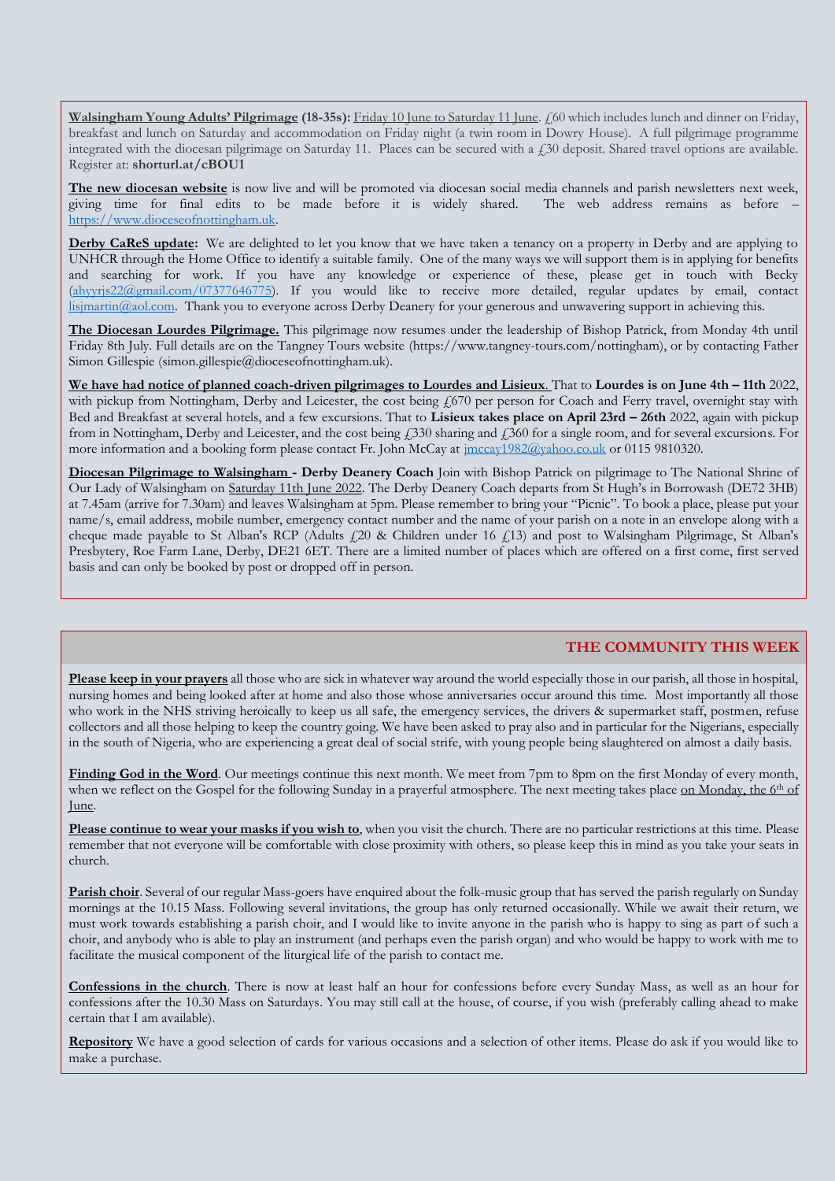**Walsingham Young Adults' Pilgrimage (18-35s):** Friday 10 June to Saturday 11 June. £60 which includes lunch and dinner on Friday, breakfast and lunch on Saturday and accommodation on Friday night (a twin room in Dowry House). A full pilgrimage programme integrated with the diocesan pilgrimage on Saturday 11. Places can be secured with a £30 deposit. Shared travel options are available. Register at: **shorturl.at/cBOU1**

**The new diocesan website** is now live and will be promoted via diocesan social media channels and parish newsletters next week, giving time for final edits to be made before it is widely shared. The web address remains as before – https://www.dioceseofnottingham.uk.

**Derby CaReS update:** We are delighted to let you know that we have taken a tenancy on a property in Derby and are applying to UNHCR through the Home Office to identify a suitable family. One of the many ways we will support them is in applying for benefits and searching for work. If you have any knowledge or experience of these, please get in touch with Becky (ahyyrjs22@gmail.com/07377646775). If you would like to receive more detailed, regular updates by email, contact lisjmartin@aol.com. Thank you to everyone across Derby Deanery for your generous and unwavering support in achieving this.

**The Diocesan Lourdes Pilgrimage.** This pilgrimage now resumes under the leadership of Bishop Patrick, from Monday 4th until Friday 8th July. Full details are on the Tangney Tours website (https://www.tangney-tours.com/nottingham), or by contacting Father Simon Gillespie (simon.gillespie@dioceseofnottingham.uk).

**We have had notice of planned coach-driven pilgrimages to Lourdes and Lisieux.** That to **Lourdes is on June 4th – 11th** 2022, with pickup from Nottingham, Derby and Leicester, the cost being £670 per person for Coach and Ferry travel, overnight stay with Bed and Breakfast at several hotels, and a few excursions. That to **Lisieux takes place on April 23rd – 26th** 2022, again with pickup from in Nottingham, Derby and Leicester, and the cost being £330 sharing and £360 for a single room, and for several excursions. For more information and a booking form please contact Fr. John McCay at jmccay1982@yahoo.co.uk or 0115 9810320.

**Diocesan Pilgrimage to Walsingham - Derby Deanery Coach** Join with Bishop Patrick on pilgrimage to The National Shrine of Our Lady of Walsingham on Saturday 11th June 2022. The Derby Deanery Coach departs from St Hugh's in Borrowash (DE72 3HB) at 7.45am (arrive for 7.30am) and leaves Walsingham at 5pm. Please remember to bring your "Picnic". To book a place, please put your name/s, email address, mobile number, emergency contact number and the name of your parish on a note in an envelope along with a cheque made payable to St Alban's RCP (Adults £20 & Children under 16 £13) and post to Walsingham Pilgrimage, St Alban's Presbytery, Roe Farm Lane, Derby, DE21 6ET. There are a limited number of places which are offered on a first come, first served basis and can only be booked by post or dropped off in person.

## THE COMMUNITY THIS WEEK

**Please keep in your prayers** all those who are sick in whatever way around the world especially those in our parish, all those in hospital, nursing homes and being looked after at home and also those whose anniversaries occur around this time. Most importantly all those who work in the NHS striving heroically to keep us all safe, the emergency services, the drivers & supermarket staff, postmen, refuse collectors and all those helping to keep the country going. We have been asked to pray also and in particular for the Nigerians, especially in the south of Nigeria, who are experiencing a great deal of social strife, with young people being slaughtered on almost a daily basis.

**Finding God in the Word**. Our meetings continue this next month. We meet from 7pm to 8pm on the first Monday of every month, when we reflect on the Gospel for the following Sunday in a prayerful atmosphere. The next meeting takes place on Monday, the 6th of June.

**Please continue to wear your masks if you wish to**, when you visit the church. There are no particular restrictions at this time. Please remember that not everyone will be comfortable with close proximity with others, so please keep this in mind as you take your seats in church.

**Parish choir**. Several of our regular Mass-goers have enquired about the folk-music group that has served the parish regularly on Sunday mornings at the 10.15 Mass. Following several invitations, the group has only returned occasionally. While we await their return, we must work towards establishing a parish choir, and I would like to invite anyone in the parish who is happy to sing as part of such a choir, and anybody who is able to play an instrument (and perhaps even the parish organ) and who would be happy to work with me to facilitate the musical component of the liturgical life of the parish to contact me.

**Confessions in the church**. There is now at least half an hour for confessions before every Sunday Mass, as well as an hour for confessions after the 10.30 Mass on Saturdays. You may still call at the house, of course, if you wish (preferably calling ahead to make certain that I am available).

**Repository** We have a good selection of cards for various occasions and a selection of other items. Please do ask if you would like to make a purchase.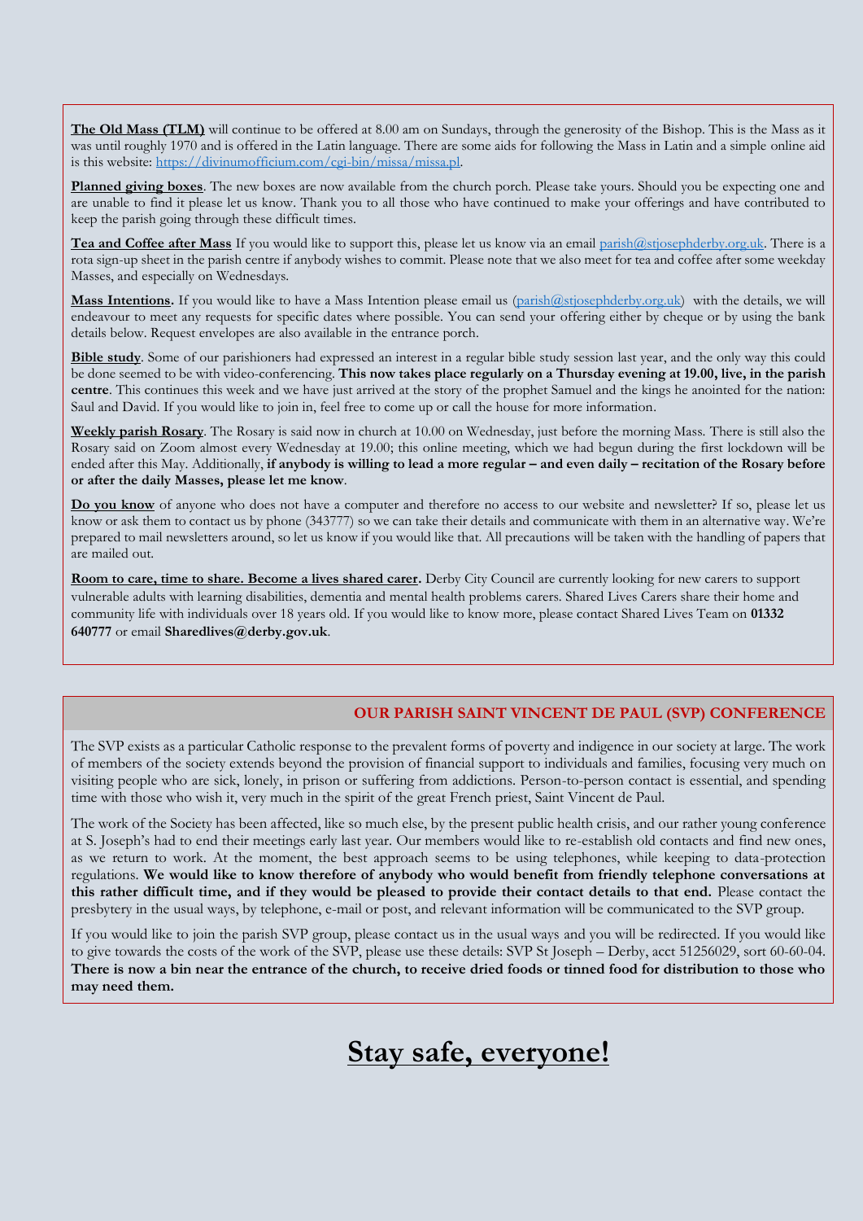**The Old Mass (TLM)** will continue to be offered at 8.00 am on Sundays, through the generosity of the Bishop. This is the Mass as it was until roughly 1970 and is offered in the Latin language. There are some aids for following the Mass in Latin and a simple online aid is this website: https://divinumofficium.com/cgi-bin/missa/missa.pl.

**Planned giving boxes**. The new boxes are now available from the church porch. Please take yours. Should you be expecting one and are unable to find it please let us know. Thank you to all those who have continued to make your offerings and have contributed to keep the parish going through these difficult times.

**Tea and Coffee after Mass** If you would like to support this, please let us know via an email parish@stjosephderby.org.uk. There is a rota sign-up sheet in the parish centre if anybody wishes to commit. Please note that we also meet for tea and coffee after some weekday Masses, and especially on Wednesdays.

**Mass Intentions.** If you would like to have a Mass Intention please email us (parish@stjosephderby.org.uk) with the details, we will endeavour to meet any requests for specific dates where possible. You can send your offering either by cheque or by using the bank details below. Request envelopes are also available in the entrance porch.

**Bible study**. Some of our parishioners had expressed an interest in a regular bible study session last year, and the only way this could be done seemed to be with video-conferencing. **This now takes place regularly on a Thursday evening at 19.00, live, in the parish centre**. This continues this week and we have just arrived at the story of the prophet Samuel and the kings he anointed for the nation: Saul and David. If you would like to join in, feel free to come up or call the house for more information.

**Weekly parish Rosary**. The Rosary is said now in church at 10.00 on Wednesday, just before the morning Mass. There is still also the Rosary said on Zoom almost every Wednesday at 19.00; this online meeting, which we had begun during the first lockdown will be ended after this May. Additionally, **if anybody is willing to lead a more regular – and even daily – recitation of the Rosary before or after the daily Masses, please let me know**.

**Do you know** of anyone who does not have a computer and therefore no access to our website and newsletter? If so, please let us know or ask them to contact us by phone (343777) so we can take their details and communicate with them in an alternative way. We're prepared to mail newsletters around, so let us know if you would like that. All precautions will be taken with the handling of papers that are mailed out.

**Room to care, time to share. Become a lives shared carer.** Derby City Council are currently looking for new carers to support vulnerable adults with learning disabilities, dementia and mental health problems carers. Shared Lives Carers share their home and community life with individuals over 18 years old. If you would like to know more, please contact Shared Lives Team on **01332 640777** or email **Sharedlives@derby.gov.uk**.

## OUR PARISH SAINT VINCENT DE PAUL (SVP) CONFERENCE

The SVP exists as a particular Catholic response to the prevalent forms of poverty and indigence in our society at large. The work of members of the society extends beyond the provision of financial support to individuals and families, focusing very much on visiting people who are sick, lonely, in prison or suffering from addictions. Person-to-person contact is essential, and spending time with those who wish it, very much in the spirit of the great French priest, Saint Vincent de Paul.

The work of the Society has been affected, like so much else, by the present public health crisis, and our rather young conference at S. Joseph's had to end their meetings early last year. Our members would like to re-establish old contacts and find new ones, as we return to work. At the moment, the best approach seems to be using telephones, while keeping to data-protection regulations. **We would like to know therefore of anybody who would benefit from friendly telephone conversations at this rather difficult time, and if they would be pleased to provide their contact details to that end.** Please contact the presbytery in the usual ways, by telephone, e-mail or post, and relevant information will be communicated to the SVP group.

If you would like to join the parish SVP group, please contact us in the usual ways and you will be redirected. If you would like to give towards the costs of the work of the SVP, please use these details: SVP St Joseph – Derby, acct 51256029, sort 60-60-04. **There is now a bin near the entrance of the church, to receive dried foods or tinned food for distribution to those who may need them.**

# Stay safe, everyone!